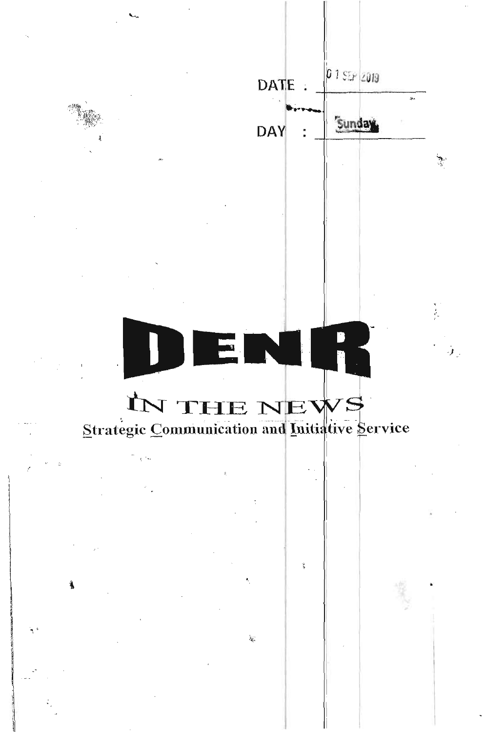DATE : 0 1 SEP 2019

DAY : Sunday

# DENR

## IN THE NEWS

Strategic Communication and Initiative Service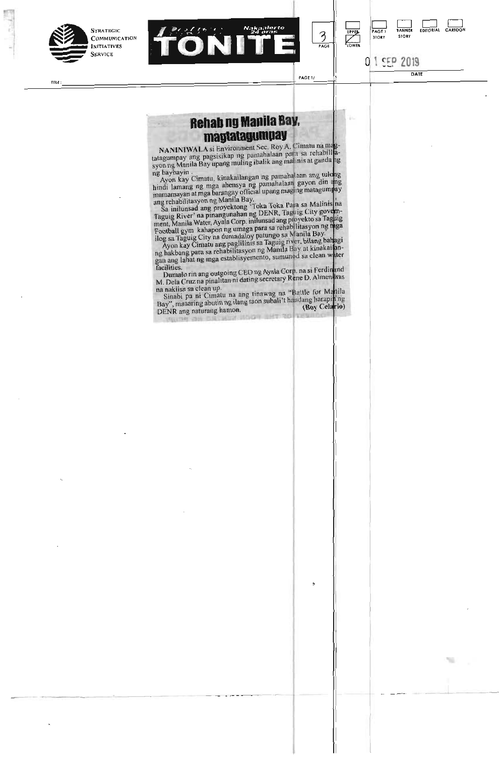STRATEGIC COMMUNICATION INITIATIVES SERVICE

TONITE

PAGE 3

LOWER

01 SEP 2019

# Rehab ng Manila Bay, magtatagumpay

NANINIWALA si Environment Sec. Roy A. Cimatu na magtatagumpay ang pagsisikap ng pamahalaan para sa rehabilitasyon ng Manila Bay upang muling ibalik ang malinis at ganda ng ng baybayin.

Ayon kay Cimatu, kinakailangan ng pamahalaan ang tulong hindi lamang ng mga ahensya ng pamahalaan gayon din ang mamamayan at mga barangay official upang maging matagumpay ang rehabilitasyon ng Manila Bay.

Sa inilunsad ang proyektong 'Toka Toka Para sa Malinis na Taguig River' na pinangunahan ng DENR, Taguig City government, Manila Water, Ayala Corp. inilunsad ang proyekto sa Taguig Football gym kahapon ng umaga para sa rehabilitasyon ng mga ilog sa Taguig City na dumadaloy patungo sa Manila Bay.

Ayon kay Cimatu ang paglilinis sa Taguig river, bilang bahagi ng hakbang para sa rehabilitasyon ng Manila Bay at kinakailangan ang lahat ng mga establisyemento, sumunod sa clean water facilities.

Dumalo rin ang outgoing CEO ng Ayala Corp. na si Ferdinand M. Dela Cruz na pinalitan ni dating secretary Rene D. Almendras na nakiisa sa clean up.

Sinabi pa ni Cimatu na ang tinawag na "Battle for Manila Bay", maaaring abutin ng ilang taon subali't handang harapin ng DENR ang naturang hamon.

(Boy Celario)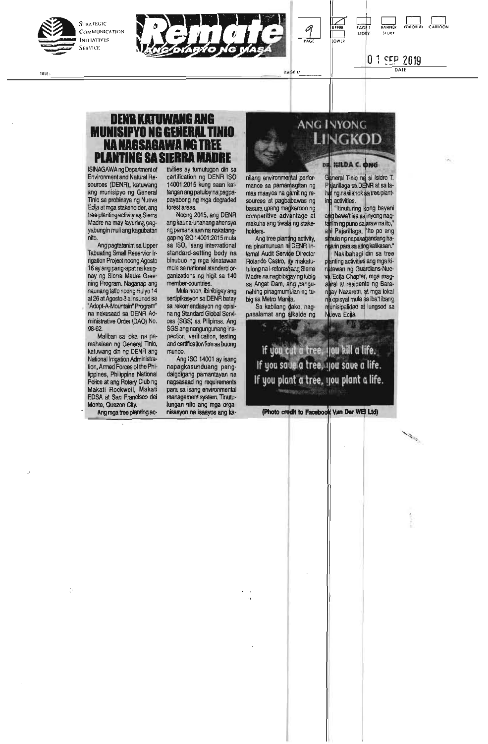# DENR KATUWANG ANG MUNISIPYO NG GENERAL TINIO NA NAGSAGAWA NG TREE PLANTING SA SIERRA MADRE

## ANG INYONG LINGKOD

DR. HILDA C. ONG

ISINAGAWA ng Department of Environment and Natural Resources (DENR), katuwang ang munisipyo ng General Tinio sa probinsya ng Nueva Ecija at mga stakeholder, ang tree planting activity sa Sierra Madre na may layuning pagyabungin muli ang kagubatan nito.

Ang pagtatanim sa Upper Tabuating Small Reservior Irrigation Project noong Agosto 16 ay ang pang-apat na kaugnay ng Sierra Madre Greening Program. Naganap ang naunang tatlo noong Hulyo 14 at 26 at Agosto 3 alinsunod sa "Adopt-A-Mountain" Program" na nakasaad sa DENR Administrative Order (DAO) No. 98-62.

Maliban sa lokal na pamahalaan ng General Tinio, katuwang din ng DENR ang National Irrigation Administration, Armed Forces of the Philippines, Philippine National Police at ang Rotary Club ng Makati Rockwell, Makati EDSA at San Francisco del Monte, Quezon City.

Ang mga tree planting activities ay tumutugon din sa certification ng DENR ISO 14001:2015 kung saan kailangan ang patuloy na pagpapayabong ng mga degraded forest areas.

Noong 2015, ang DENR ang kauna-unahang ahensya ng pamahalaan na nakatanggap ng ISO 14001:2015 mula sa ISO, isang international standard-setting body na binubuo ng mga kinatawan mula sa national standard organizations ng higit sa 140 member-countries.

Mula noon, ibinibigay ang sertipikasyon sa DENR batay sa rekomendasyon ng opisina ng Standard Global Services (SGS) sa Pilipinas. Ang SGS ang nangungunang inspection, verification, testing and certification firm sa buong mundo.

Ang ISO 14001 ay isang napagkasunduang pangdaigdigang pamantayan na nagsasaad ng requirements para sa isang environmental management system. Tinutulungan nito ang mga organisasyon na isaayos ang kanilang environmental performance sa pamamagitan ng mas maayos na gamit ng resources at pagbabawas ng basura upang magkaroon ng competitive advantage at makuha ang tiwala ng stakeholders.

Ang tree planting activity, na pinamunuan ni DENR Internal Audit Service Director Rolando Castro, ay makatutulong na i-reforest ang Sierra Madre na nagbibigay ng tubig sa Angat Dam, ang pangunahing pinagmumulan ng tubig sa Metro Manila.

Sa kabilang dako, nagpasalamat ang alkalde ng General Tinio na si Isidro T. Pajarillaga sa DENR at sa lahat ng nakilahok sa tree planting activities.

"Itinuturing kong bayani ang bawa't isa sa inyong nagtanim ng puno sa araw na ito," ani Pajarillaga. "Ito po ang simula ng napakagandang hangarin para sa ating kalikasan."

Nakibahagi din sa tree planting activities ang mga kinatawan ng Guardians-Nueva Ecija Chapter, mga magaaral at residente ng Barangay Nazareth, at mga lokal na opisyal mula sa iba't ibang munisipalidad at lungsod sa Nueva Ecija.

If you cut a tree, you kill a life.
If you save a tree, you save a life.
If you plant a tree, you plant a life.

(Photo credit to Facebook Van Der WEI Ltd)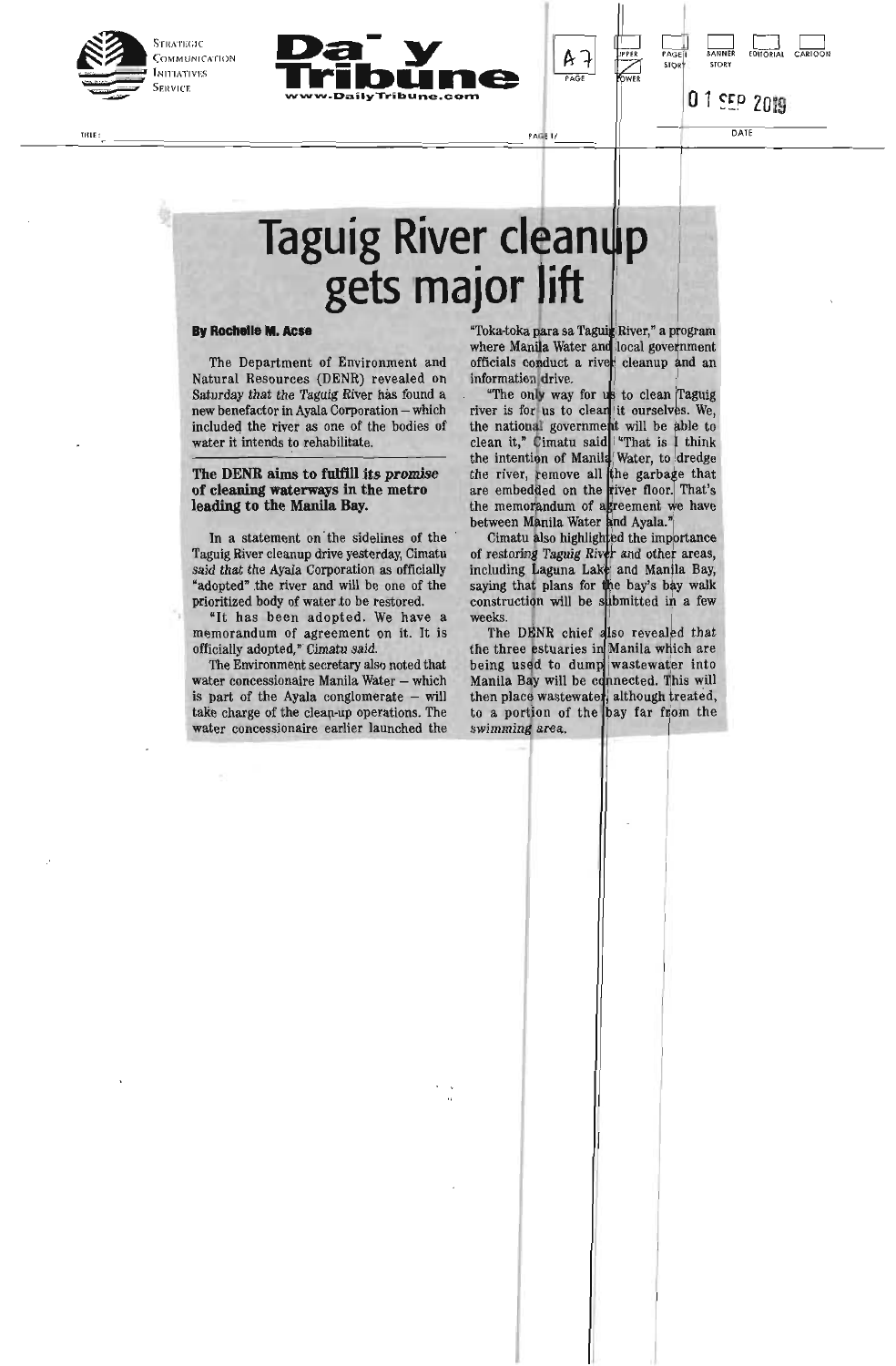# Taguig River cleanup gets major lift

**By Rochelle M. Acse**

The Department of Environment and Natural Resources (DENR) revealed on Saturday that the Taguig River has found a new benefactor in Ayala Corporation – which included the river as one of the bodies of water it intends to rehabilitate.

**The DENR aims to fulfill its *promise* of cleaning waterways in the metro leading to the Manila Bay.**

In a statement on the sidelines of the Taguig River cleanup drive yesterday, Cimatu said that the Ayala Corporation as officially "adopted" the river and will be one of the prioritized body of water to be restored.

"It has been adopted. We have a memorandum of agreement on it. It is officially adopted," Cimatu said.

The Environment secretary also noted that water concessionaire Manila Water – which is part of the Ayala conglomerate – will take charge of the clean-up operations. The water concessionaire earlier launched the "Toka-toka para sa Taguig River," a program where Manila Water and local government officials conduct a river cleanup and an information drive.

"The only way for us to clean Taguig river is for us to clean it ourselves. We, the national government will be able to clean it," Cimatu said. "That is I think the intention of Manila Water, to dredge the river, remove all the garbage that are embedded on the river floor. That's the memorandum of agreement we have between Manila Water and Ayala."

Cimatu also highlighted the importance of restoring Taguig River and other areas, including Laguna Lake and Manila Bay, saying that plans for the bay's bay walk construction will be submitted in a few weeks.

The DENR chief also revealed that the three estuaries in Manila which are being used to dump wastewater into Manila Bay will be connected. This will then place wastewater, although treated, to a portion of the bay far from the swimming area.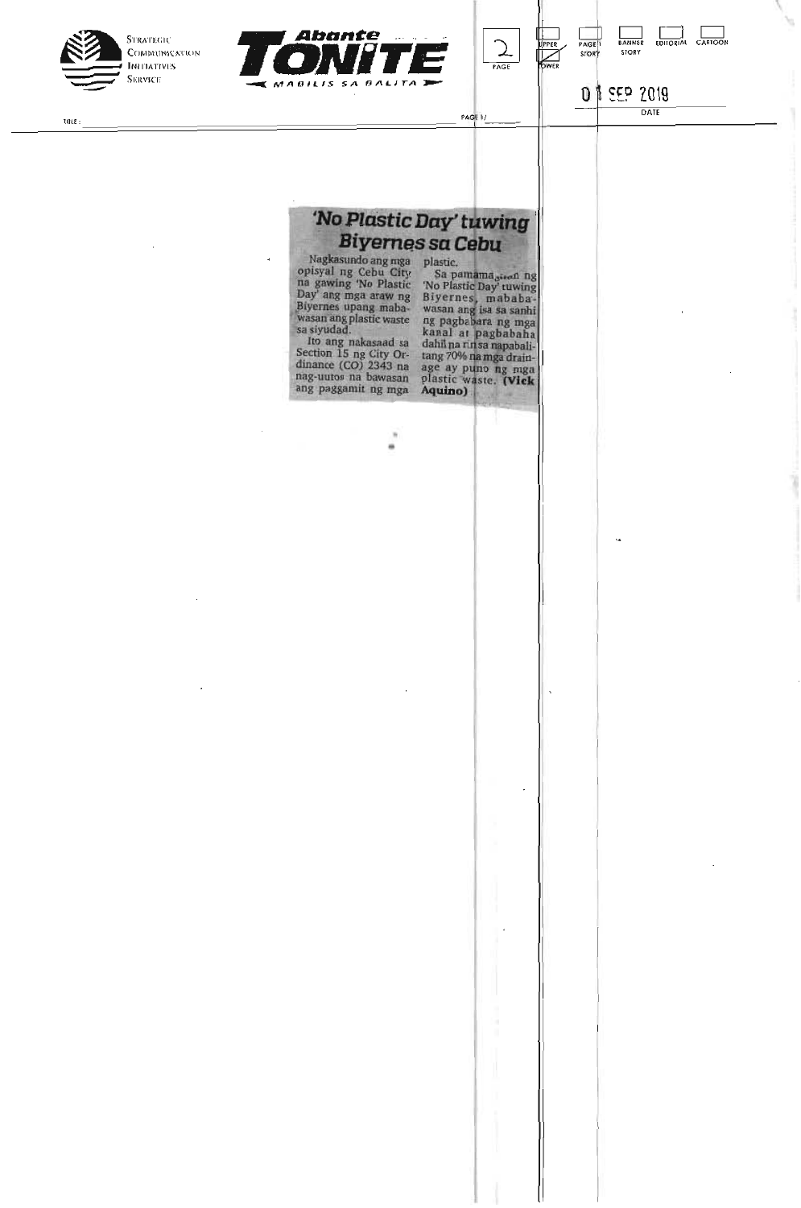# 'No Plastic Day' tuwing Biyernes sa Cebu

Nagkasundo ang mga opisyal ng Cebu City na gawing 'No Plastic Day' ang mga araw ng Biyernes upang mabawasan ang plastic waste sa siyudad.

Ito ang nakasaad sa Section 15 ng City Ordinance (CO) 2343 na nag-uutos na bawasan ang paggamit ng mga plastic.

Sa pamamagitan ng 'No Plastic Day' tuwing Biyernes, mababawasan ang isa sa sanhi ng pagbabara ng mga kanal at pagbabaha dahil na rin sa napabalitang 70% na mga drainage ay puno ng mga plastic waste. **(Vick Aquino)**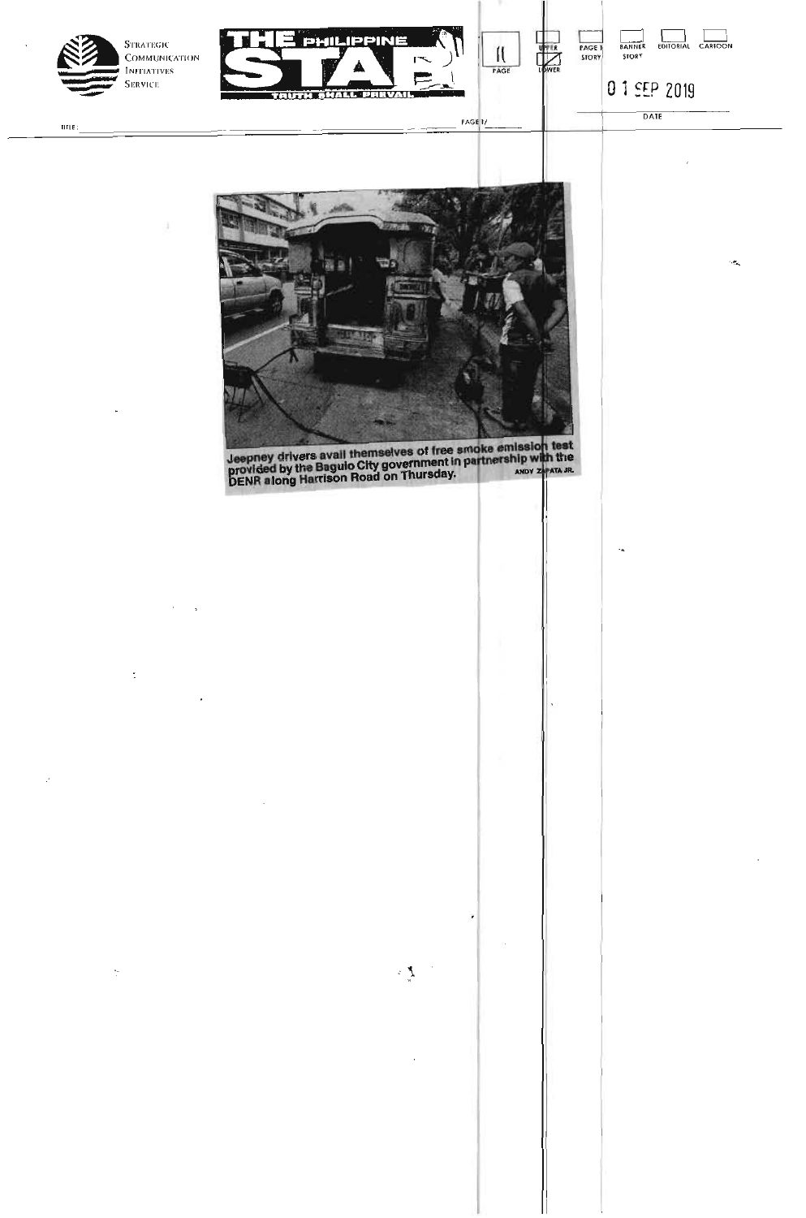Jeepney drivers avail themselves of free smoke emission test provided by the Baguio City government in partnership with the DENR along Harrison Road on Thursday. ANDY ZAPATA JR.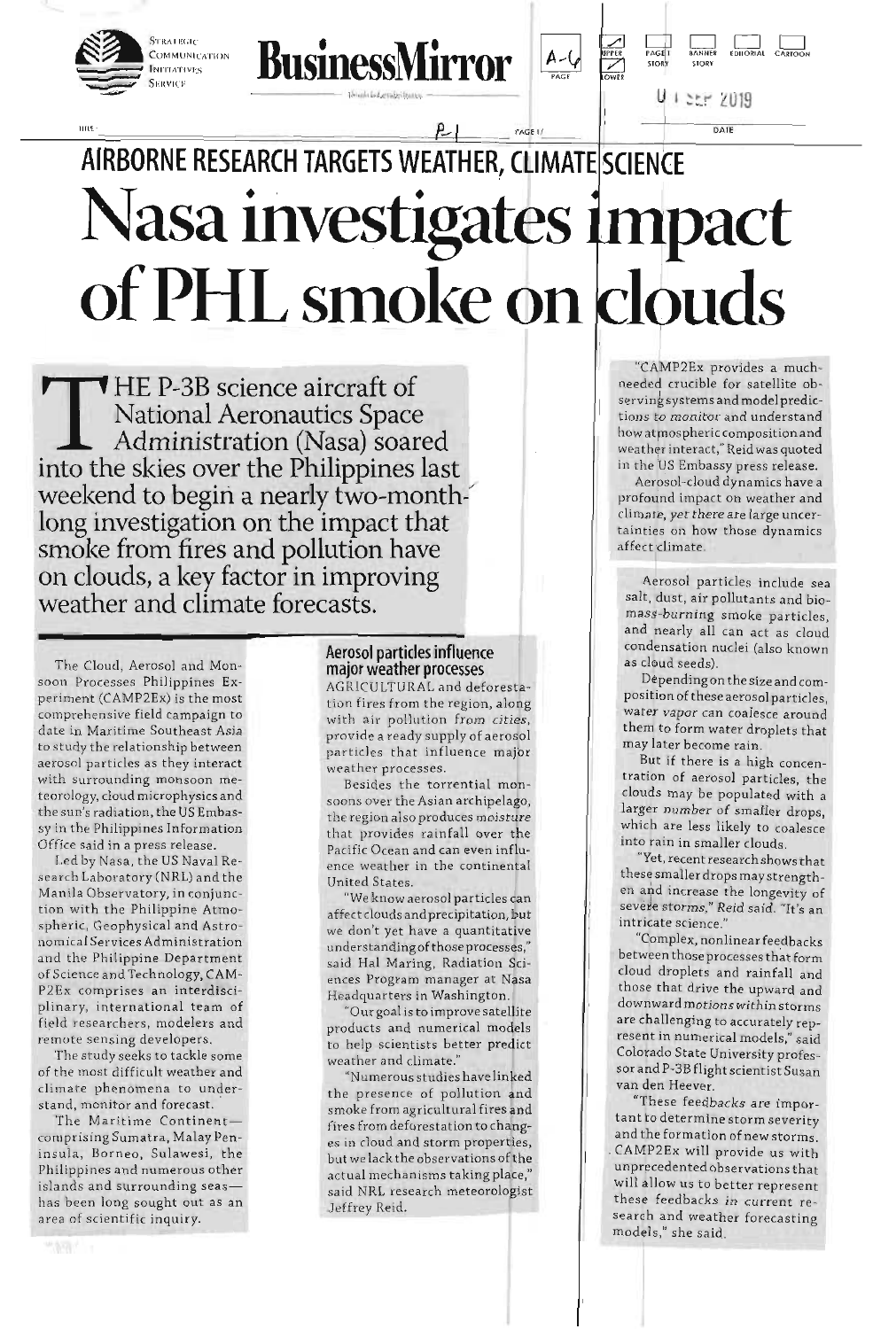## AIRBORNE RESEARCH TARGETS WEATHER, CLIMATE SCIENCE

# Nasa investigates impact of PHL smoke on clouds

**THE P-3B science aircraft of National Aeronautics Space Administration (Nasa) soared into the skies over the Philippines last weekend to begin a nearly two-month-long investigation on the impact that smoke from fires and pollution have on clouds, a key factor in improving weather and climate forecasts.**

The Cloud, Aerosol and Monsoon Processes Philippines Experiment (CAMP2Ex) is the most comprehensive field campaign to date in Maritime Southeast Asia to study the relationship between aerosol particles as they interact with surrounding monsoon meteorology, cloud microphysics and the sun's radiation, the US Embassy in the Philippines Information Office said in a press release.

Led by Nasa, the US Naval Research Laboratory (NRL) and the Manila Observatory, in conjunction with the Philippine Atmospheric, Geophysical and Astronomical Services Administration and the Philippine Department of Science and Technology, CAMP2Ex comprises an interdisciplinary, international team of field researchers, modelers and remote sensing developers.

The study seeks to tackle some of the most difficult weather and climate phenomena to understand, monitor and forecast.

The Maritime Continent—comprising Sumatra, Malay Peninsula, Borneo, Sulawesi, the Philippines and numerous other islands and surrounding seas—has been long sought out as an area of scientific inquiry.

### Aerosol particles influence major weather processes

AGRICULTURAL and deforestation fires from the region, along with air pollution from cities, provide a ready supply of aerosol particles that influence major weather processes.

Besides the torrential monsoons over the Asian archipelago, the region also produces moisture that provides rainfall over the Pacific Ocean and can even influence weather in the continental United States.

"We know aerosol particles can affect clouds and precipitation, but we don't yet have a quantitative understanding of those processes," said Hal Maring, Radiation Sciences Program manager at Nasa Headquarters in Washington.

"Our goal is to improve satellite products and numerical models to help scientists better predict weather and climate."

"Numerous studies have linked the presence of pollution and smoke from agricultural fires and fires from deforestation to changes in cloud and storm properties, but we lack the observations of the actual mechanisms taking place," said NRL research meteorologist Jeffrey Reid.

"CAMP2Ex provides a much-needed crucible for satellite observing systems and model predictions to monitor and understand how atmospheric composition and weather interact," Reid was quoted in the US Embassy press release.

Aerosol-cloud dynamics have a profound impact on weather and climate, yet there are large uncertainties on how those dynamics affect climate.

Aerosol particles include sea salt, dust, air pollutants and biomass-burning smoke particles, and nearly all can act as cloud condensation nuclei (also known as cloud seeds).

Depending on the size and composition of these aerosol particles, water vapor can coalesce around them to form water droplets that may later become rain.

But if there is a high concentration of aerosol particles, the clouds may be populated with a larger number of smaller drops, which are less likely to coalesce into rain in smaller clouds.

"Yet, recent research shows that these smaller drops may strengthen and increase the longevity of severe storms," Reid said. "It's an intricate science."

"Complex, nonlinear feedbacks between those processes that form cloud droplets and rainfall and those that drive the upward and downward motions within storms are challenging to accurately represent in numerical models," said Colorado State University professor and P-3B flight scientist Susan van den Heever.

"These feedbacks are important to determine storm severity and the formation of new storms. CAMP2Ex will provide us with unprecedented observations that will allow us to better represent these feedbacks in current research and weather forecasting models," she said.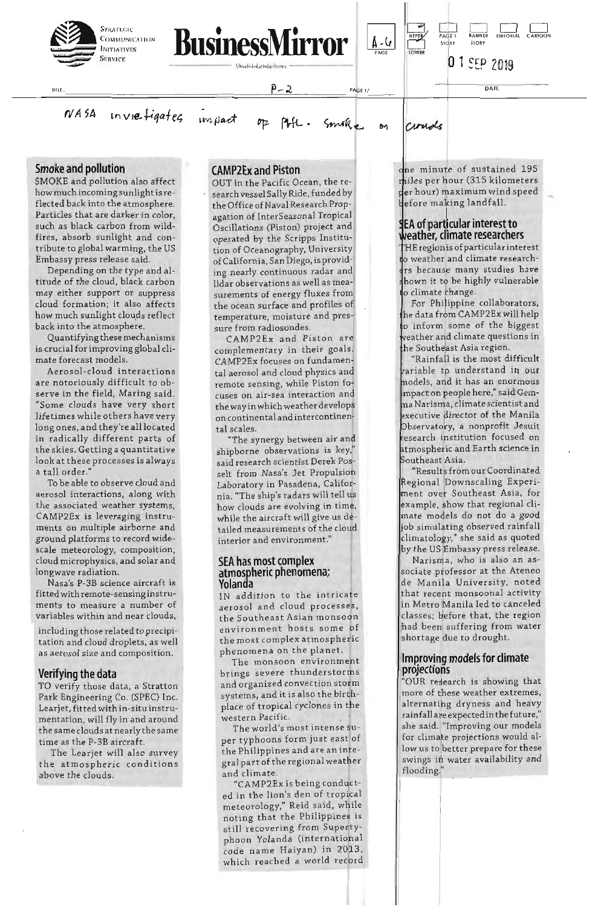NASA investigates impact of PH. smoke on clouds

## Smoke and pollution

SMOKE and pollution also affect how much incoming sunlight is reflected back into the atmosphere. Particles that are darker in color, such as black carbon from wildfires, absorb sunlight and contribute to global warming, the US Embassy press release said.

Depending on the type and altitude of the cloud, black carbon may either support or suppress cloud formation; it also affects how much sunlight clouds reflect back into the atmosphere.

Quantifying these mechanisms is crucial for improving global climate forecast models.

Aerosol-cloud interactions are notoriously difficult to observe in the field, Maring said. "Some clouds have very short lifetimes while others have very long ones, and they're all located in radically different parts of the skies. Getting a quantitative look at these processes is always a tall order."

To be able to observe cloud and aerosol interactions, along with the associated weather systems, CAMP2Ex is leveraging instruments on multiple airborne and ground platforms to record wide-scale meteorology, composition, cloud microphysics, and solar and longwave radiation.

Nasa's P-3B science aircraft is fitted with remote-sensing instruments to measure a number of variables within and near clouds, including those related to precipitation and cloud droplets, as well as aerosol size and composition.

## Verifying the data

TO verify those data, a Stratton Park Engineering Co. (SPEC) Inc. Learjet, fitted with in-situ instrumentation, will fly in and around the same clouds at nearly the same time as the P-3B aircraft.

The Learjet will also survey the atmospheric conditions above the clouds.

## CAMP2Ex and Piston

OUT in the Pacific Ocean, the research vessel Sally Ride, funded by the Office of Naval Research Propagation of InterSeasonal Tropical Oscillations (Piston) project and operated by the Scripps Institution of Oceanography, University of California, San Diego, is providing nearly continuous radar and lidar observations as well as measurements of energy fluxes from the ocean surface and profiles of temperature, moisture and pressure from radiosondes.

CAMP2Ex and Piston are complementary in their goals. CAMP2Ex focuses on fundamental aerosol and cloud physics and remote sensing, while Piston focuses on air-sea interaction and the way in which weather develops on continental and intercontinental scales.

"The synergy between air and shipborne observations is key," said research scientist Derek Posselt from Nasa's Jet Propulsion Laboratory in Pasadena, California. "The ship's radars will tell us how clouds are evolving in time, while the aircraft will give us detailed measurements of the cloud interior and environment."

## SEA has most complex atmospheric phenomena; Yolanda

IN addition to the intricate aerosol and cloud processes, the Southeast Asian monsoon environment hosts some of the most complex atmospheric phenomena on the planet.

The monsoon environment brings severe thunderstorms and organized convection storm systems, and it is also the birthplace of tropical cyclones in the western Pacific.

The world's most intense super typhoons form just east of the Philippines and are an integral part of the regional weather and climate.

"CAMP2Ex is being conducted in the lion's den of tropical meteorology," Reid said, while noting that the Philippines is still recovering from Supertyphoon Yolanda (international code name Haiyan) in 2013, which reached a world record one minute of sustained 195 miles per hour (315 kilometers per hour) maximum wind speed before making landfall.

## SEA of particular interest to weather, climate researchers

THE region is of particular interest to weather and climate researchers because many studies have shown it to be highly vulnerable to climate change.

For Philippine collaborators, the data from CAMP2Ex will help to inform some of the biggest weather and climate questions in the Southeast Asia region.

"Rainfall is the most difficult variable to understand in our models, and it has an enormous impact on people here," said Gemma Narisma, climate scientist and executive director of the Manila Observatory, a nonprofit Jesuit research institution focused on atmospheric and Earth science in Southeast Asia.

"Results from our Coordinated Regional Downscaling Experiment over Southeast Asia, for example, show that regional climate models do not do a good job simulating observed rainfall climatology," she said as quoted by the US Embassy press release.

Narisma, who is also an associate professor at the Ateneo de Manila University, noted that recent monsoonal activity in Metro Manila led to canceled classes; before that, the region had been suffering from water shortage due to drought.

## Improving models for climate projections

"OUR research is showing that more of these weather extremes, alternating dryness and heavy rainfall are expected in the future," she said. "Improving our models for climate projections would allow us to better prepare for these swings in water availability and flooding."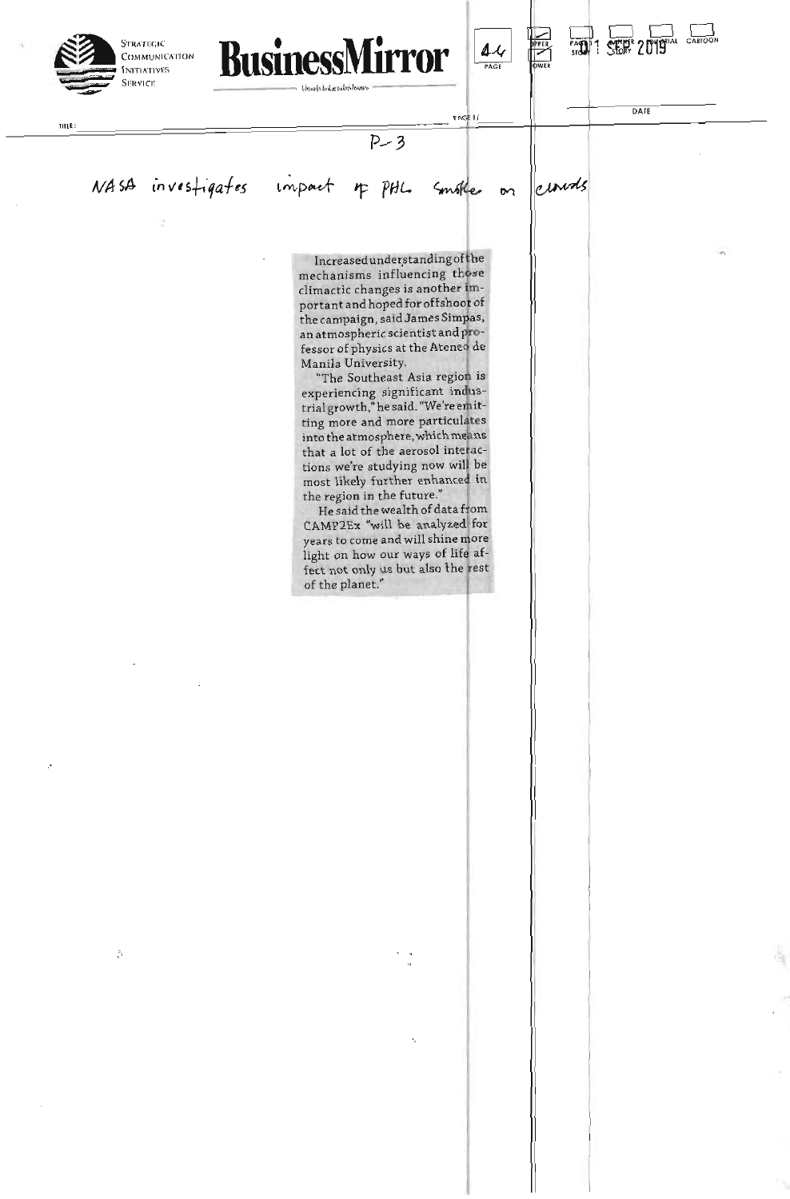P-3

NASA investigates impact of PHL smoke on clouds

Increased understanding of the mechanisms influencing those climactic changes is another important and hoped for offshoot of the campaign, said James Simpas, an atmospheric scientist and professor of physics at the Ateneo de Manila University.

"The Southeast Asia region is experiencing significant industrial growth," he said. "We're emitting more and more particulates into the atmosphere, which means that a lot of the aerosol interactions we're studying now will be most likely further enhanced in the region in the future."

He said the wealth of data from CAMP2Ex "will be analyzed for years to come and will shine more light on how our ways of life affect not only us but also the rest of the planet."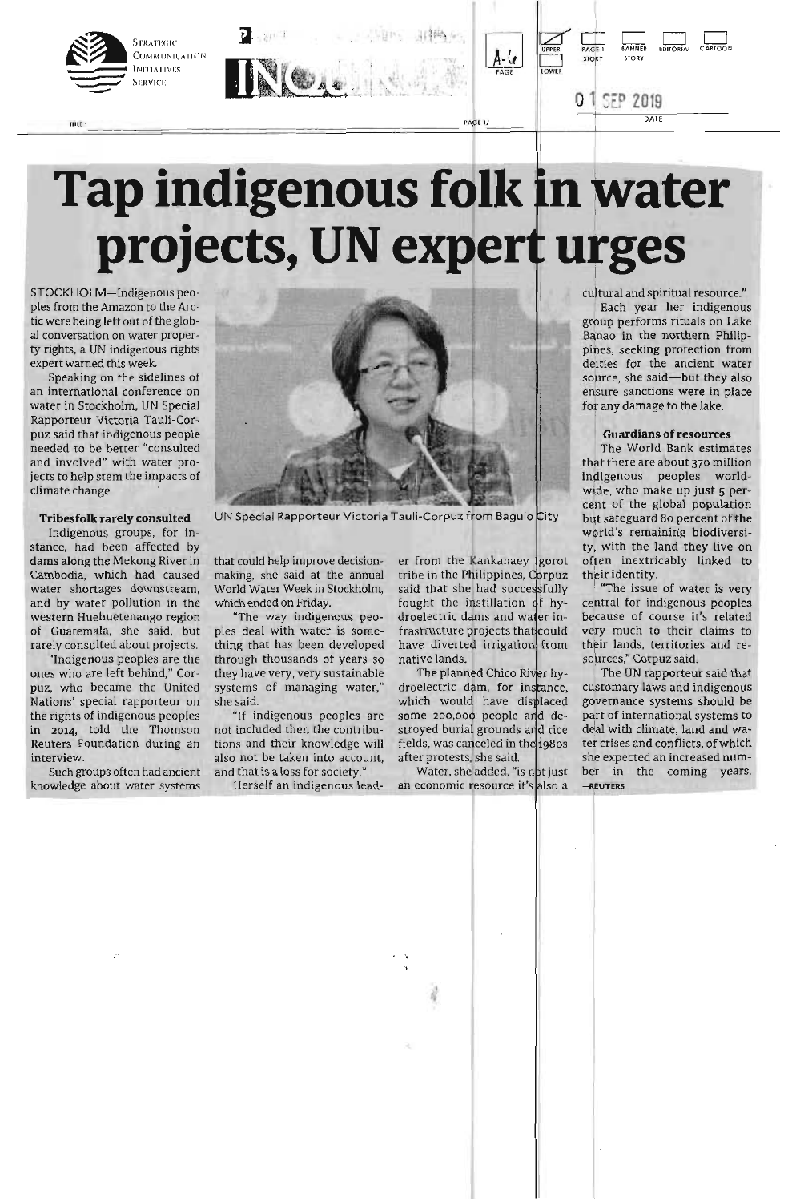# Tap indigenous folk in water projects, UN expert urges

STOCKHOLM—Indigenous peoples from the Amazon to the Arctic were being left out of the global conversation on water property rights, a UN indigenous rights expert warned this week.

Speaking on the sidelines of an international conference on water in Stockholm, UN Special Rapporteur Victoria Tauli-Corpuz said that indigenous people needed to be better "consulted and involved" with water projects to help stem the impacts of climate change.

UN Special Rapporteur Victoria Tauli-Corpuz from Baguio City

### Tribesfolk rarely consulted

Indigenous groups, for instance, had been affected by dams along the Mekong River in Cambodia, which had caused water shortages downstream, and by water pollution in the western Huehuetenango region of Guatemala, she said, but rarely consulted about projects.

"Indigenous peoples are the ones who are left behind," Corpuz, who became the United Nations' special rapporteur on the rights of indigenous peoples in 2014, told the Thomson Reuters Foundation during an interview.

Such groups often had ancient knowledge about water systems that could help improve decision-making, she said at the annual World Water Week in Stockholm, which ended on Friday.

"The way indigenous peoples deal with water is something that has been developed through thousands of years so they have very, very sustainable systems of managing water," she said.

"If indigenous peoples are not included then the contributions and their knowledge will also not be taken into account, and that is a loss for society."

Herself an indigenous leader from the Kankanaey Igorot tribe in the Philippines, Corpuz said that she had successfully fought the instillation of hydroelectric dams and water infrastructure projects that could have diverted irrigation from native lands.

The planned Chico River hydroelectric dam, for instance, which would have displaced some 200,000 people and destroyed burial grounds and rice fields, was canceled in the 1980s after protests, she said.

Water, she added, "is not just an economic resource it's also a cultural and spiritual resource."

Each year her indigenous group performs rituals on Lake Banao in the northern Philippines, seeking protection from deities for the ancient water source, she said—but they also ensure sanctions were in place for any damage to the lake.

### Guardians of resources

The World Bank estimates that there are about 370 million indigenous peoples worldwide, who make up just 5 percent of the global population but safeguard 80 percent of the world's remaining biodiversity, with the land they live on often inextricably linked to their identity.

"The issue of water is very central for indigenous peoples because of course it's related very much to their claims to their lands, territories and resources," Corpuz said.

The UN rapporteur said that customary laws and indigenous governance systems should be part of international systems to deal with climate, land and water crises and conflicts, of which she expected an increased number in the coming years. **—REUTERS**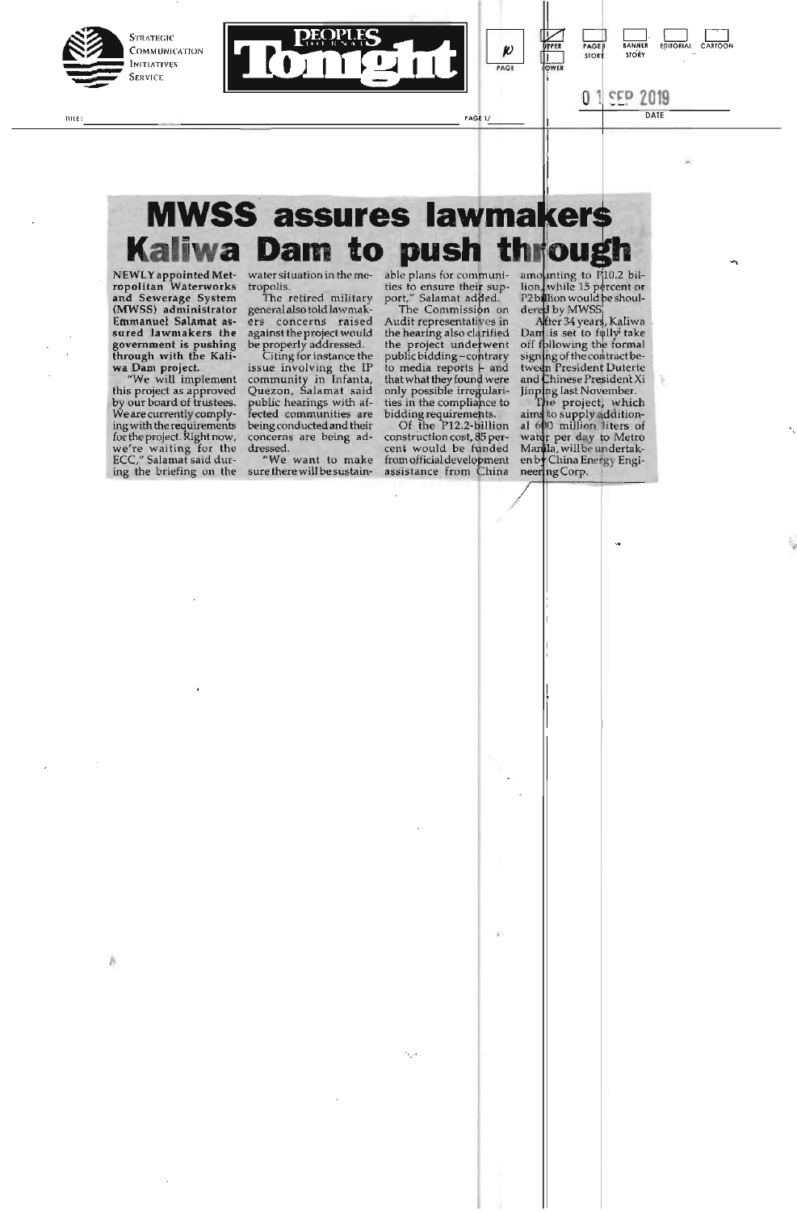# MWSS assures lawmakers Kaliwa Dam to push through

**NEWLY appointed Metropolitan Waterworks and Sewerage System (MWSS) administrator Emmanuel Salamat assured lawmakers the government is pushing through with the Kaliwa Dam project.**

"We will implement this project as approved by our board of trustees. We are currently complying with the requirements for the project. Right now, we're waiting for the ECC," Salamat said during the briefing on the water situation in the metropolis.

The retired military general also told lawmakers concerns raised against the project would be properly addressed.

Citing for instance the issue involving the IP community in Infanta, Quezon, Salamat said public hearings with affected communities are being conducted and their concerns are being addressed.

"We want to make sure there will be sustainable plans for communities to ensure their support," Salamat added.

The Commission on Audit representatives in the hearing also clarified the project underwent public bidding – contrary to media reports – and that what they found were only possible irregularities in the compliance to bidding requirements.

Of the P12.2-billion construction cost, 85 percent would be funded from official development assistance from China amounting to P10.2 billion, while 15 percent or P2 billion would be shouldered by MWSS.

After 34 years, Kaliwa Dam is set to fully take off following the formal signing of the contract between President Duterte and Chinese President Xi Jinping last November.

The project, which aims to supply additional 600 million liters of water per day to Metro Manila, will be undertaken by China Energy Engineering Corp.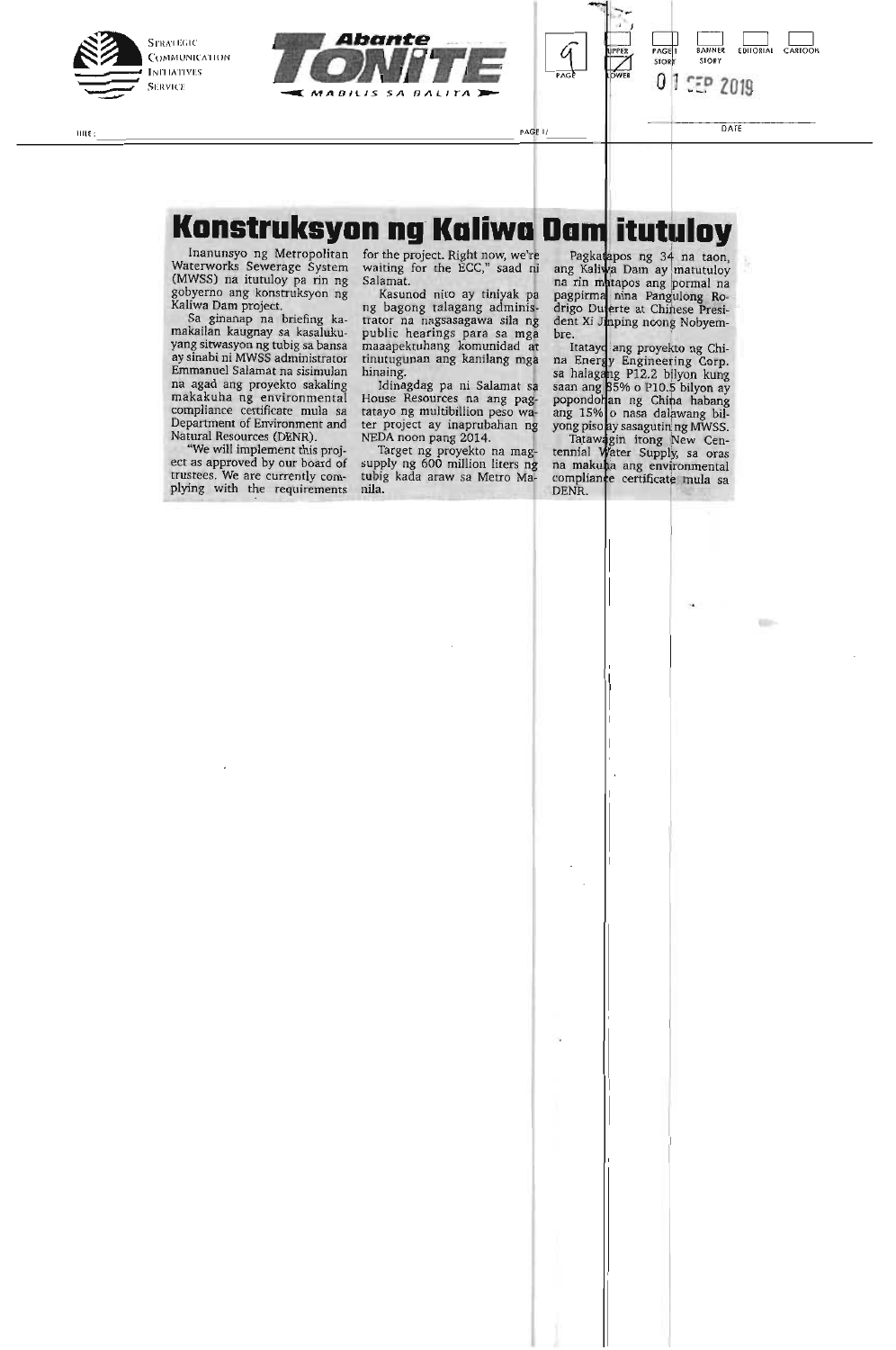# Konstruksyon ng Kaliwa Dam itutuloy

Inanunsyo ng Metropolitan Waterworks Sewerage System (MWSS) na itutuloy pa rin ng gobyerno ang konstruksyon ng Kaliwa Dam project.

Sa ginanap na briefing kamakailan kaugnay sa kasalukuyang sitwasyon ng tubig sa bansa ay sinabi ni MWSS administrator Emmanuel Salamat na sisimulan na agad ang proyekto sakaling makakuha ng environmental compliance certificate mula sa Department of Environment and Natural Resources (DENR).

"We will implement this project as approved by our board of trustees. We are currently complying with the requirements for the project. Right now, we're waiting for the ECC," saad ni Salamat.

Kasunod nito ay tiniyak pa ng bagong talagang administrator na nagsasagawa sila ng public hearings para sa mga maaapektuhang komunidad at tinutugunan ang kanilang mga hinaing.

Idinagdag pa ni Salamat sa House Resources na ang pagtatayo ng multibillion peso water project ay inaprubahan ng NEDA noon pang 2014.

Target ng proyekto na magsupply ng 600 million liters ng tubig kada araw sa Metro Manila.

Pagkatapos ng 34 na taon, ang Kaliwa Dam ay matutuloy na rin matapos ang pormal na pagpirma nina Pangulong Rodrigo Duterte at Chinese President Xi Jinping noong Nobyembre.

Itatayo ang proyekto ng China Energy Engineering Corp. sa halagang P12.2 bilyon kung saan ang 85% o P10.5 bilyon ay popondohan ng China habang ang 15% o nasa dalawang bilyong piso ay sasagutin ng MWSS.

Tatawagin itong New Centennial Water Supply, sa oras na makuha ang environmental compliance certificate mula sa DENR.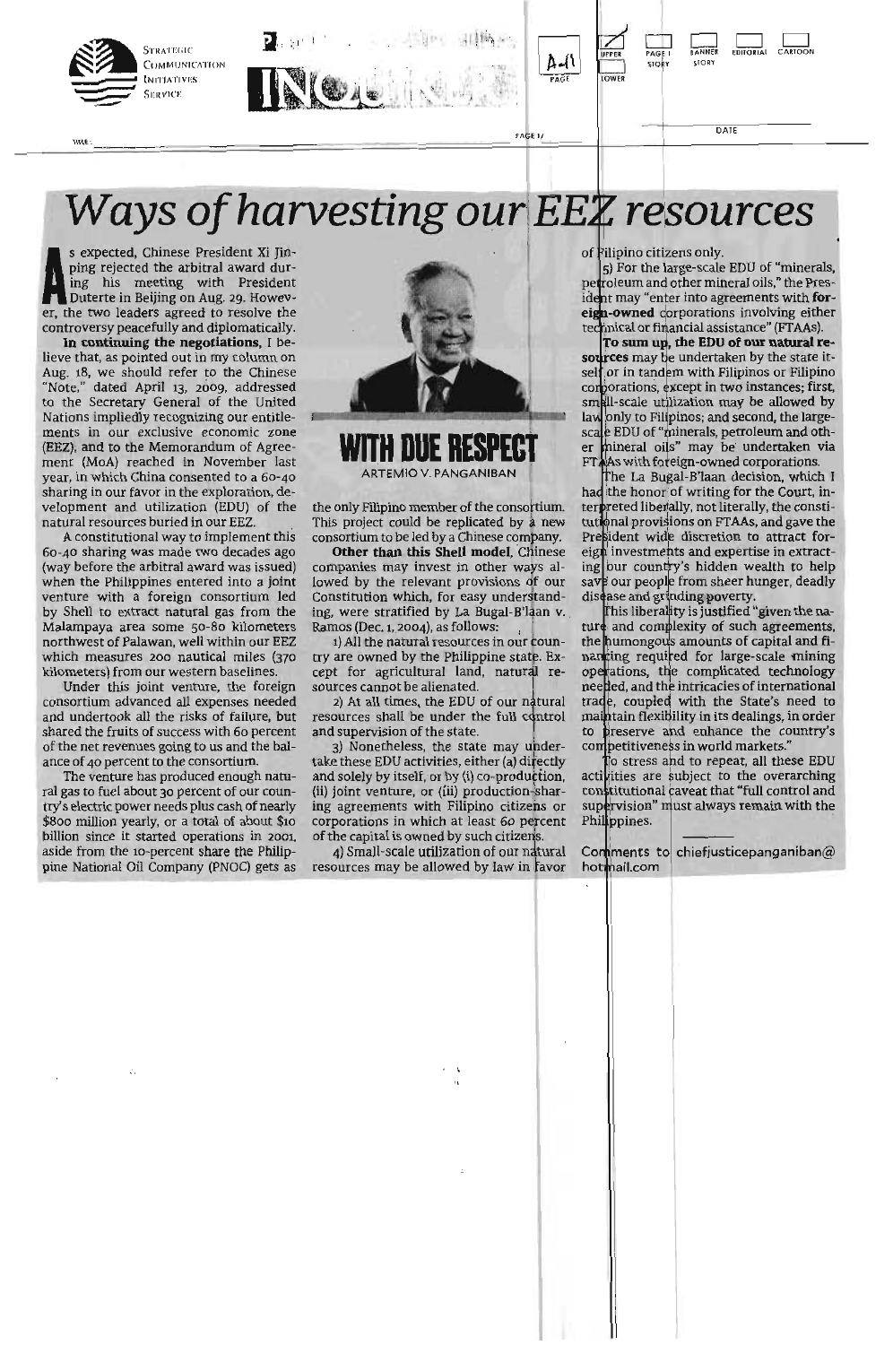# Ways of harvesting our EEZ resources

**WITH DUE RESPECT**
ARTEMIO V. PANGANIBAN

As expected, Chinese President Xi Jinping rejected the arbitral award during his meeting with President Duterte in Beijing on Aug. 29. However, the two leaders agreed to resolve the controversy peacefully and diplomatically.

**In continuing the negotiations**, I believe that, as pointed out in my column on Aug. 18, we should refer to the Chinese "Note," dated April 13, 2009, addressed to the Secretary General of the United Nations impliedly recognizing our entitlements in our exclusive economic zone (EEZ), and to the Memorandum of Agreement (MoA) reached in November last year, in which China consented to a 60-40 sharing in our favor in the exploration, development and utilization (EDU) of the natural resources buried in our EEZ.

A constitutional way to implement this 60-40 sharing was made two decades ago (way before the arbitral award was issued) when the Philippines entered into a joint venture with a foreign consortium led by Shell to extract natural gas from the Malampaya area some 50-80 kilometers northwest of Palawan, well within our EEZ which measures 200 nautical miles (370 kilometers) from our western baselines.

Under this joint venture, the foreign consortium advanced all expenses needed and undertook all the risks of failure, but shared the fruits of success with 60 percent of the net revenues going to us and the balance of 40 percent to the consortium.

The venture has produced enough natural gas to fuel about 30 percent of our country's electric power needs plus cash of nearly $800 million yearly, or a total of about $10 billion since it started operations in 2001, aside from the 10-percent share the Philippine National Oil Company (PNOC) gets as the only Filipino member of the consortium. This project could be replicated by a new consortium to be led by a Chinese company.

**Other than this Shell model**, Chinese companies may invest in other ways allowed by the relevant provisions of our Constitution which, for easy understanding, were stratified by La Bugal-B'laan v. Ramos (Dec. 1, 2004), as follows:

1) All the natural resources in our country are owned by the Philippine state. Except for agricultural land, natural resources cannot be alienated.

2) At all times, the EDU of our natural resources shall be under the full control and supervision of the state.

3) Nonetheless, the state may undertake these EDU activities, either (a) directly and solely by itself, or by (i) co-production, (ii) joint venture, or (iii) production-sharing agreements with Filipino citizens or corporations in which at least 60 percent of the capital is owned by such citizens.

4) Small-scale utilization of our natural resources may be allowed by law in favor of Filipino citizens only.

5) For the large-scale EDU of "minerals, petroleum and other mineral oils," the President may "enter into agreements with **foreign-owned** corporations involving either technical or financial assistance" (FTAAs).

**To sum up, the EDU of our natural resources** may be undertaken by the state itself or in tandem with Filipinos or Filipino corporations, except in two instances; first, small-scale utilization may be allowed by law only to Filipinos; and second, the large-scale EDU of "minerals, petroleum and other mineral oils" may be undertaken via FTAAs with foreign-owned corporations.

The La Bugal-B'laan decision, which I had the honor of writing for the Court, interpreted liberally, not literally, the constitutional provisions on FTAAs, and gave the President wide discretion to attract foreign investments and expertise in extracting our country's hidden wealth to help save our people from sheer hunger, deadly disease and grinding poverty.

This liberality is justified "given the nature and complexity of such agreements, the humongous amounts of capital and financing required for large-scale mining operations, the complicated technology needed, and the intricacies of international trade, coupled with the State's need to maintain flexibility in its dealings, in order to preserve and enhance the country's competitiveness in world markets."

To stress and to repeat, all these EDU activities are subject to the overarching constitutional caveat that "full control and supervision" must always remain with the Philippines.

Comments to chiefjusticepanganiban@hotmail.com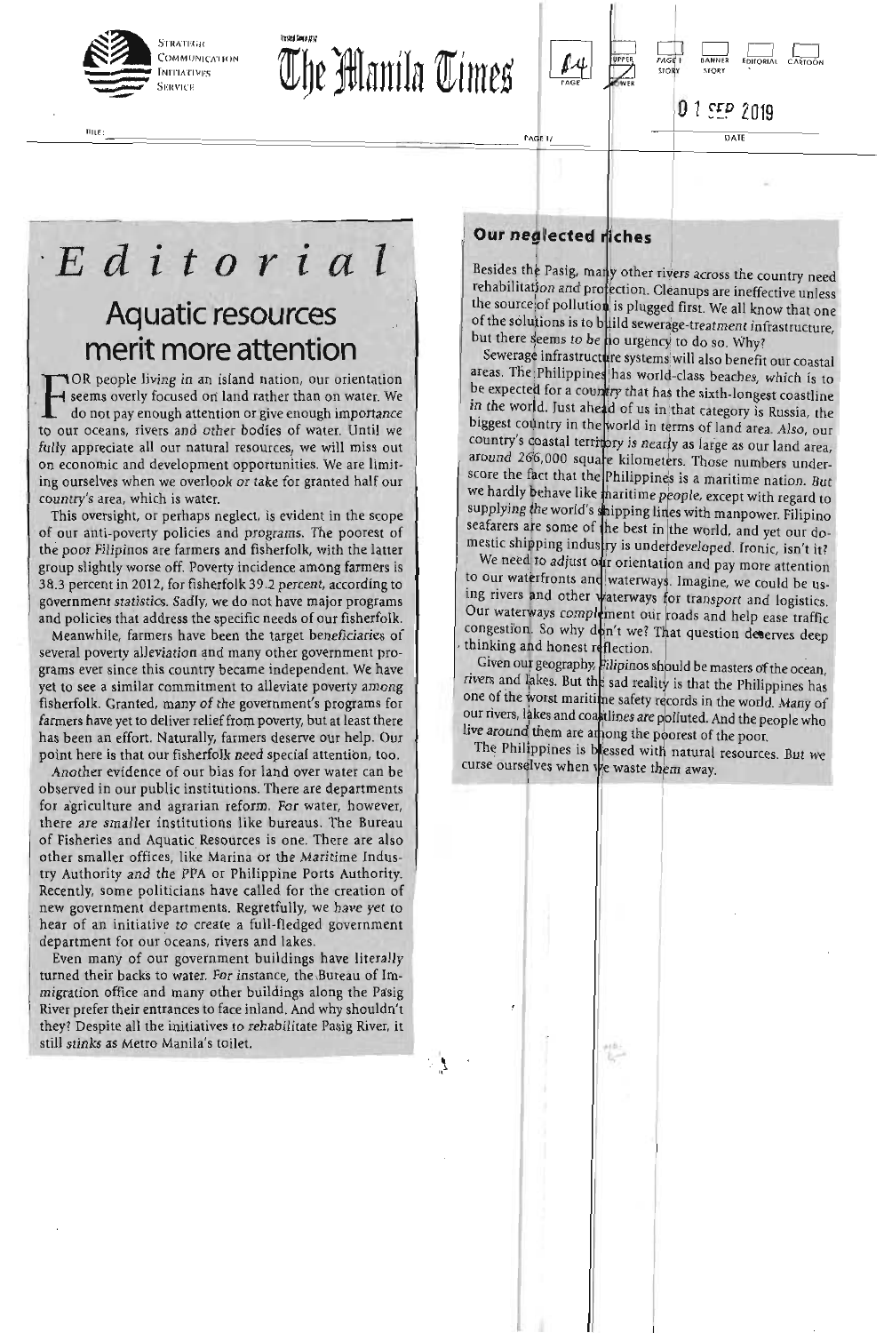# Editorial

## Aquatic resources merit more attention

FOR people living in an island nation, our orientation seems overly focused on land rather than on water. We do not pay enough attention or give enough importance to our oceans, rivers and other bodies of water. Until we fully appreciate all our natural resources, we will miss out on economic and development opportunities. We are limiting ourselves when we overlook or take for granted half our country's area, which is water.

This oversight, or perhaps neglect, is evident in the scope of our anti-poverty policies and programs. The poorest of the poor Filipinos are farmers and fisherfolk, with the latter group slightly worse off. Poverty incidence among farmers is 38.3 percent in 2012, for fisherfolk 39.2 percent, according to government statistics. Sadly, we do not have major programs and policies that address the specific needs of our fisherfolk.

Meanwhile, farmers have been the target beneficiaries of several poverty alleviation and many other government programs ever since this country became independent. We have yet to see a similar commitment to alleviate poverty among fisherfolk. Granted, many of the government's programs for farmers have yet to deliver relief from poverty, but at least there has been an effort. Naturally, farmers deserve our help. Our point here is that our fisherfolk need special attention, too.

Another evidence of our bias for land over water can be observed in our public institutions. There are departments for agriculture and agrarian reform. For water, however, there are smaller institutions like bureaus. The Bureau of Fisheries and Aquatic Resources is one. There are also other smaller offices, like Marina or the Maritime Industry Authority and the PPA or Philippine Ports Authority. Recently, some politicians have called for the creation of new government departments. Regretfully, we have yet to hear of an initiative to create a full-fledged government department for our oceans, rivers and lakes.

Even many of our government buildings have literally turned their backs to water. For instance, the Bureau of Immigration office and many other buildings along the Pasig River prefer their entrances to face inland. And why shouldn't they? Despite all the initiatives to rehabilitate Pasig River, it still stinks as Metro Manila's toilet.

### Our neglected riches

Besides the Pasig, many other rivers across the country need rehabilitation and protection. Cleanups are ineffective unless the source of pollution is plugged first. We all know that one of the solutions is to build sewerage-treatment infrastructure, but there seems to be no urgency to do so. Why?

Sewerage infrastructure systems will also benefit our coastal areas. The Philippines has world-class beaches, which is to be expected for a country that has the sixth-longest coastline in the world. Just ahead of us in that category is Russia, the biggest country in the world in terms of land area. Also, our country's coastal territory is nearly as large as our land area, around 266,000 square kilometers. Those numbers underscore the fact that the Philippines is a maritime nation. But we hardly behave like maritime people, except with regard to supplying the world's shipping lines with manpower. Filipino seafarers are some of the best in the world, and yet our domestic shipping industry is underdeveloped. Ironic, isn't it?

We need to adjust our orientation and pay more attention to our waterfronts and waterways. Imagine, we could be using rivers and other waterways for transport and logistics. Our waterways complement our roads and help ease traffic congestion. So why don't we? That question deserves deep thinking and honest reflection.

Given our geography, Filipinos should be masters of the ocean, rivers and lakes. But the sad reality is that the Philippines has one of the worst maritime safety records in the world. Many of our rivers, lakes and coastlines are polluted. And the people who live around them are among the poorest of the poor.

The Philippines is blessed with natural resources. But we curse ourselves when we waste them away.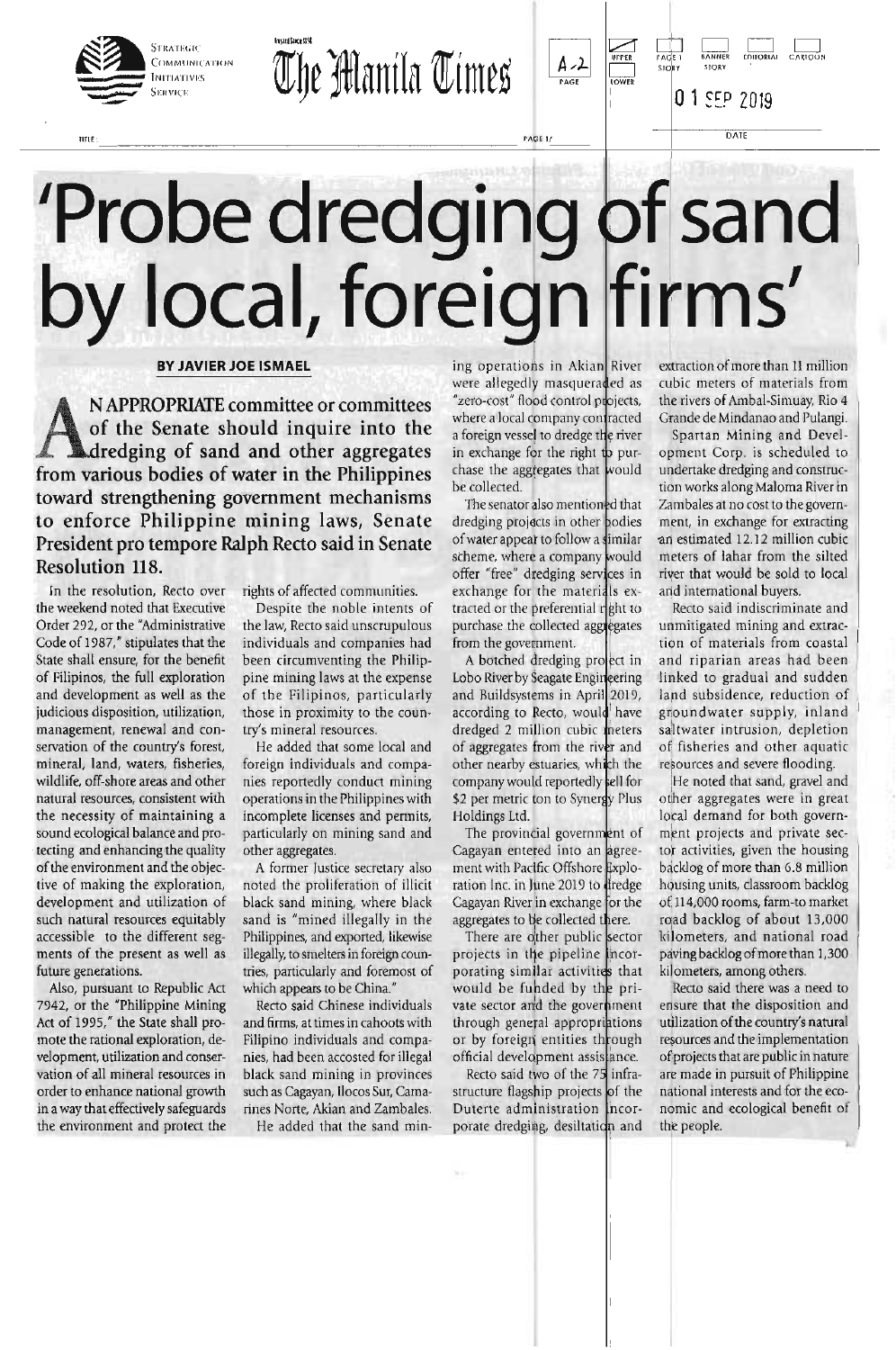# 'Probe dredging of sand by local, foreign firms'

**BY JAVIER JOE ISMAEL**

**AN APPROPRIATE committee or committees of the Senate should inquire into the dredging of sand and other aggregates from various bodies of water in the Philippines toward strengthening government mechanisms to enforce Philippine mining laws, Senate President pro tempore Ralph Recto said in Senate Resolution 118.**

In the resolution, Recto over the weekend noted that Executive Order 292, or the "Administrative Code of 1987," stipulates that the State shall ensure, for the benefit of Filipinos, the full exploration and development as well as the judicious disposition, utilization, management, renewal and conservation of the country's forest, mineral, land, waters, fisheries, wildlife, off-shore areas and other natural resources, consistent with the necessity of maintaining a sound ecological balance and protecting and enhancing the quality of the environment and the objective of making the exploration, development and utilization of such natural resources equitably accessible to the different segments of the present as well as future generations.

Also, pursuant to Republic Act 7942, or the "Philippine Mining Act of 1995," the State shall promote the rational exploration, development, utilization and conservation of all mineral resources in order to enhance national growth in a way that effectively safeguards the environment and protect the rights of affected communities.

Despite the noble intents of the law, Recto said unscrupulous individuals and companies had been circumventing the Philippine mining laws at the expense of the Filipinos, particularly those in proximity to the country's mineral resources.

He added that some local and foreign individuals and companies reportedly conduct mining operations in the Philippines with incomplete licenses and permits, particularly on mining sand and other aggregates.

A former Justice secretary also noted the proliferation of illicit black sand mining, where black sand is "mined illegally in the Philippines, and exported, likewise illegally, to smelters in foreign countries, particularly and foremost of which appears to be China."

Recto said Chinese individuals and firms, at times in cahoots with Filipino individuals and companies, had been accosted for illegal black sand mining in provinces such as Cagayan, Ilocos Sur, Camarines Norte, Akian and Zambales.

He added that the sand mining operations in Akian River were allegedly masqueraded as "zero-cost" flood control projects, where a local company contracted a foreign vessel to dredge the river in exchange for the right to purchase the aggregates that would be collected.

The senator also mentioned that dredging projects in other bodies of water appear to follow a similar scheme, where a company would offer "free" dredging services in exchange for the materials extracted or the preferential right to purchase the collected aggregates from the government.

A botched dredging project in Lobo River by Seagate Engineering and Buildsystems in April 2019, according to Recto, would have dredged 2 million cubic meters of aggregates from the river and other nearby estuaries, which the company would reportedly sell for $2 per metric ton to Synergy Plus Holdings Ltd.

The provincial government of Cagayan entered into an agreement with Pacific Offshore Exploration Inc. in June 2019 to dredge Cagayan River in exchange for the aggregates to be collected there.

There are other public sector projects in the pipeline incorporating similar activities that would be funded by the private sector and the government through general appropriations or by foreign entities through official development assistance.

Recto said two of the 75 infrastructure flagship projects of the Duterte administration incorporate dredging, desiltation and extraction of more than 11 million cubic meters of materials from the rivers of Ambal-Simuay, Rio 4 Grande de Mindanao and Pulangi.

Spartan Mining and Development Corp. is scheduled to undertake dredging and construction works along Maloma River in Zambales at no cost to the government, in exchange for extracting an estimated 12.12 million cubic meters of lahar from the silted river that would be sold to local and international buyers.

Recto said indiscriminate and unmitigated mining and extraction of materials from coastal and riparian areas had been linked to gradual and sudden land subsidence, reduction of groundwater supply, inland saltwater intrusion, depletion of fisheries and other aquatic resources and severe flooding.

He noted that sand, gravel and other aggregates were in great local demand for both government projects and private sector activities, given the housing backlog of more than 6.8 million housing units, classroom backlog of 114,000 rooms, farm-to market road backlog of about 13,000 kilometers, and national road paving backlog of more than 1,300 kilometers, among others.

Recto said there was a need to ensure that the disposition and utilization of the country's natural resources and the implementation of projects that are public in nature are made in pursuit of Philippine national interests and for the economic and ecological benefit of the people.